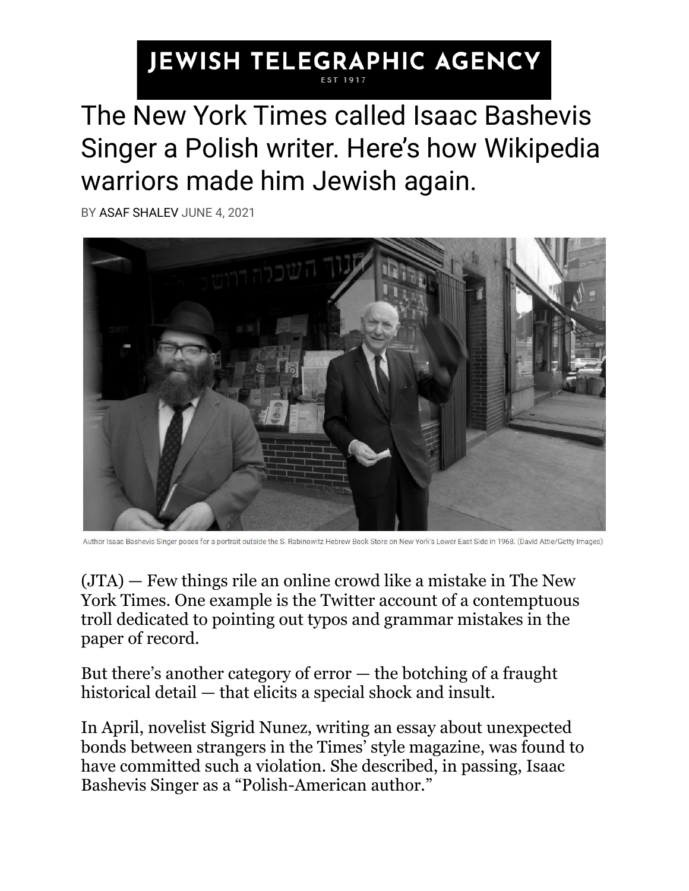# JEWISH TELEGRAPHIC AGENCY

EST 1917

# The New York Times called Isaac Bashevis Singer a Polish writer. Here's how Wikipedia warriors made him Jewish again.

BY ASAF SHALEV JUNE 4, 2021

Author Isaac Bashevis Singer poses for a portrait outside the S. Rabinowitz Hebrew Book Store on New York's Lower East Side in 1968. (David Attie/Getty Images)

(JTA) — Few things rile an online crowd like a mistake in The New York Times. One example is the Twitter account of a contemptuous troll dedicated to pointing out typos and grammar mistakes in the paper of record.

But there's another category of error — the botching of a fraught historical detail — that elicits a special shock and insult.

In April, novelist Sigrid Nunez, writing an essay about unexpected bonds between strangers in the Times' style magazine, was found to have committed such a violation. She described, in passing, Isaac Bashevis Singer as a "Polish-American author."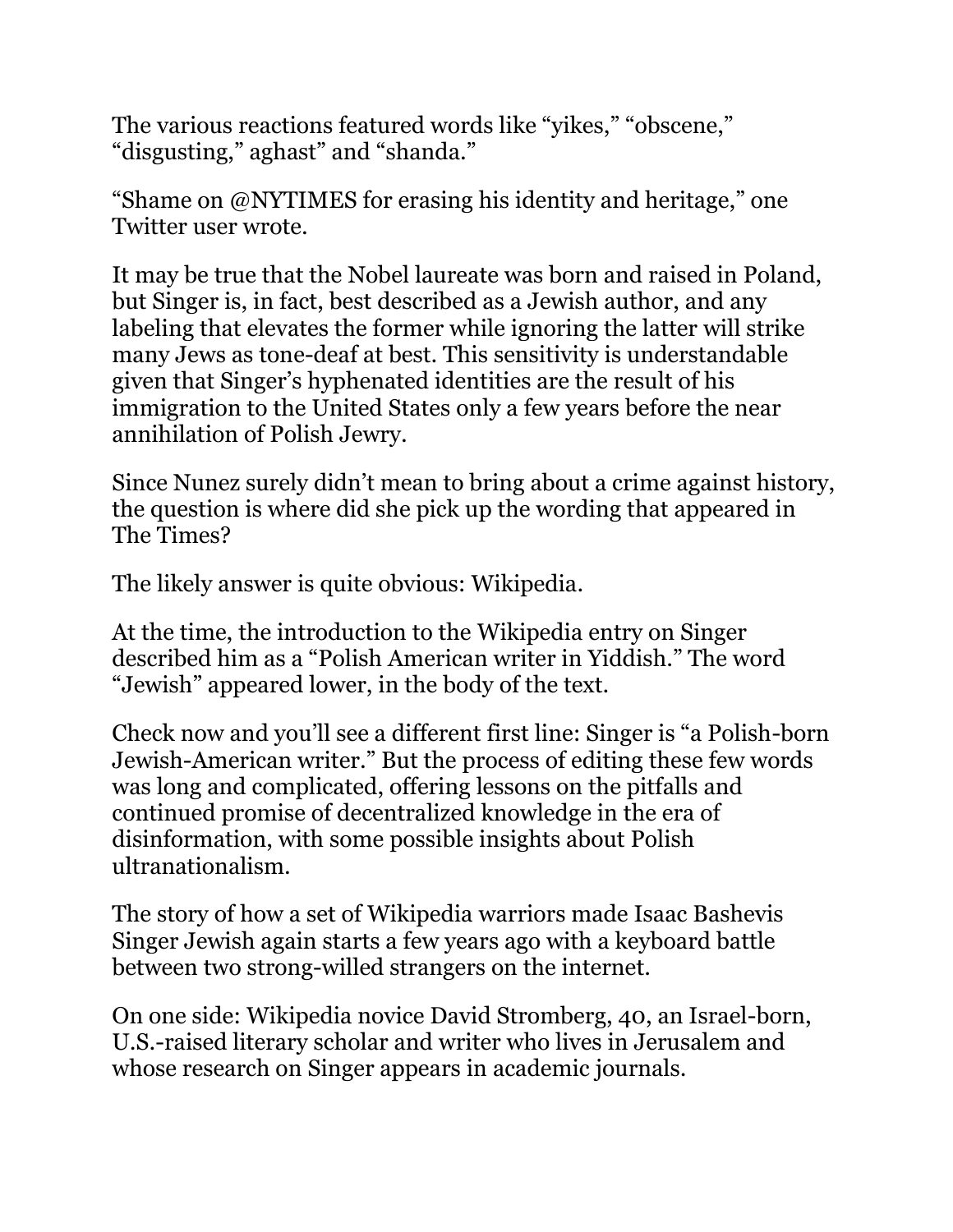The various reactions featured words like “yikes,” “obscene,” “disgusting,” aghast” and “shanda.”

“Shame on @NYTIMES for erasing his identity and heritage,” one Twitter user wrote.

It may be true that the Nobel laureate was born and raised in Poland, but Singer is, in fact, best described as a Jewish author, and any labeling that elevates the former while ignoring the latter will strike many Jews as tone-deaf at best. This sensitivity is understandable given that Singer’s hyphenated identities are the result of his immigration to the United States only a few years before the near annihilation of Polish Jewry.

Since Nunez surely didn’t mean to bring about a crime against history, the question is where did she pick up the wording that appeared in The Times?

The likely answer is quite obvious: Wikipedia.

At the time, the introduction to the Wikipedia entry on Singer described him as a “Polish American writer in Yiddish.” The word “Jewish” appeared lower, in the body of the text.

Check now and you’ll see a different first line: Singer is “a Polish-born Jewish-American writer.” But the process of editing these few words was long and complicated, offering lessons on the pitfalls and continued promise of decentralized knowledge in the era of disinformation, with some possible insights about Polish ultranationalism.

The story of how a set of Wikipedia warriors made Isaac Bashevis Singer Jewish again starts a few years ago with a keyboard battle between two strong-willed strangers on the internet.

On one side: Wikipedia novice David Stromberg, 40, an Israel-born, U.S.-raised literary scholar and writer who lives in Jerusalem and whose research on Singer appears in academic journals.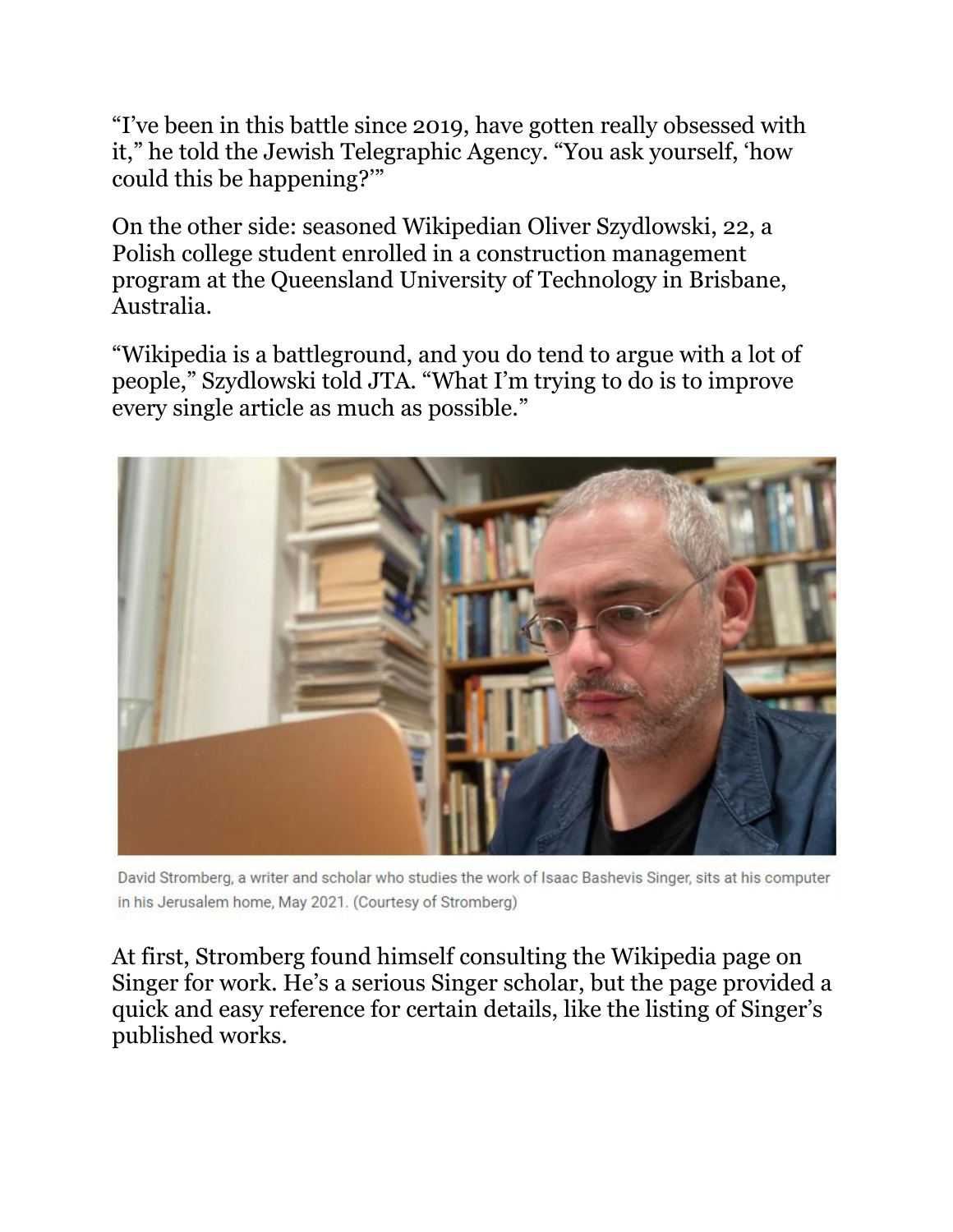"I've been in this battle since 2019, have gotten really obsessed with it," he told the Jewish Telegraphic Agency. "You ask yourself, 'how could this be happening?'"

On the other side: seasoned Wikipedian Oliver Szydlowski, 22, a Polish college student enrolled in a construction management program at the Queensland University of Technology in Brisbane, Australia.

"Wikipedia is a battleground, and you do tend to argue with a lot of people," Szydlowski told JTA. "What I'm trying to do is to improve every single article as much as possible."

David Stromberg, a writer and scholar who studies the work of Isaac Bashevis Singer, sits at his computer in his Jerusalem home, May 2021. (Courtesy of Stromberg)

At first, Stromberg found himself consulting the Wikipedia page on Singer for work. He's a serious Singer scholar, but the page provided a quick and easy reference for certain details, like the listing of Singer's published works.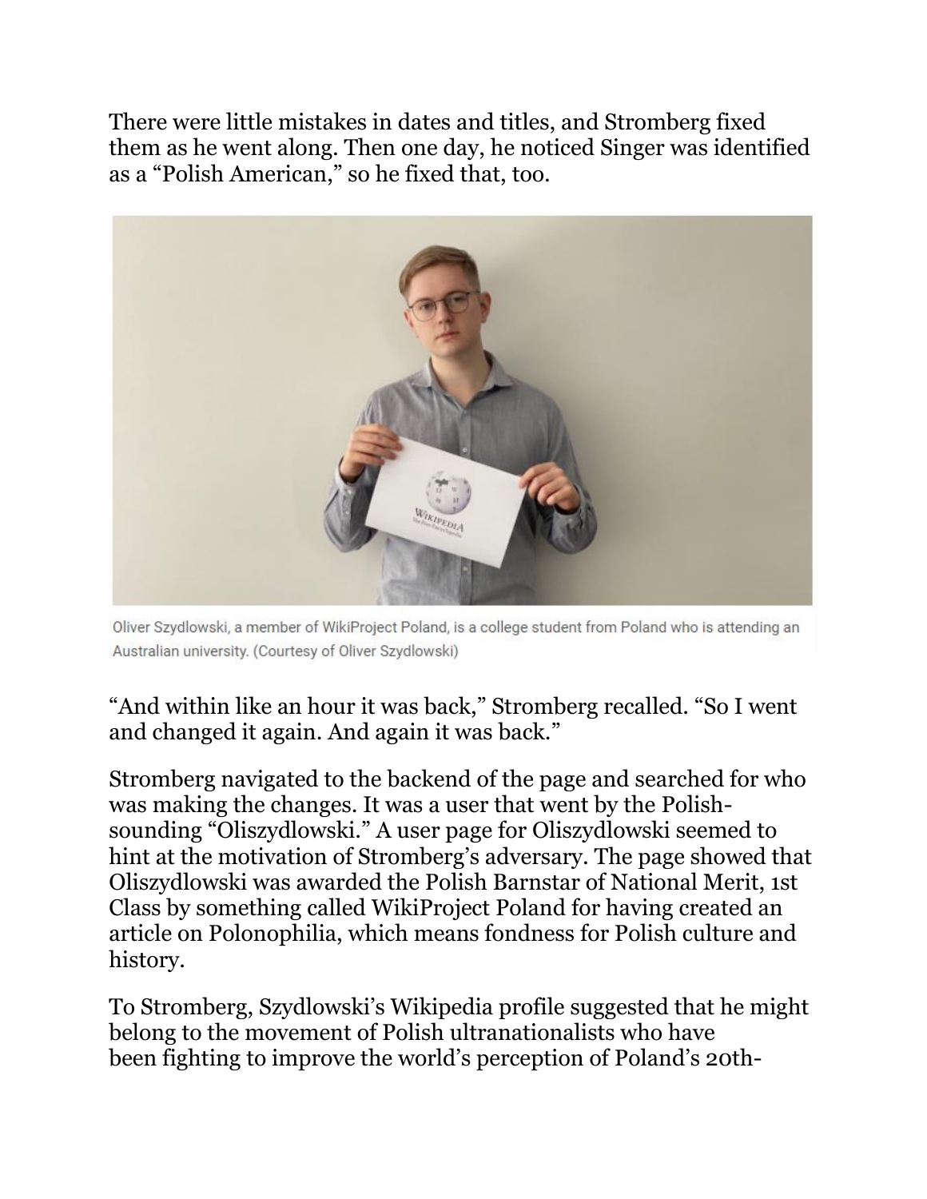There were little mistakes in dates and titles, and Stromberg fixed them as he went along. Then one day, he noticed Singer was identified as a "Polish American," so he fixed that, too.

Oliver Szydlowski, a member of WikiProject Poland, is a college student from Poland who is attending an Australian university. (Courtesy of Oliver Szydlowski)

"And within like an hour it was back," Stromberg recalled. "So I went and changed it again. And again it was back."

Stromberg navigated to the backend of the page and searched for who was making the changes. It was a user that went by the Polish-sounding "Oliszydlowski." A user page for Oliszydlowski seemed to hint at the motivation of Stromberg's adversary. The page showed that Oliszydlowski was awarded the Polish Barnstar of National Merit, 1st Class by something called WikiProject Poland for having created an article on Polonophilia, which means fondness for Polish culture and history.

To Stromberg, Szydlowski's Wikipedia profile suggested that he might belong to the movement of Polish ultranationalists who have been fighting to improve the world's perception of Poland's 20th-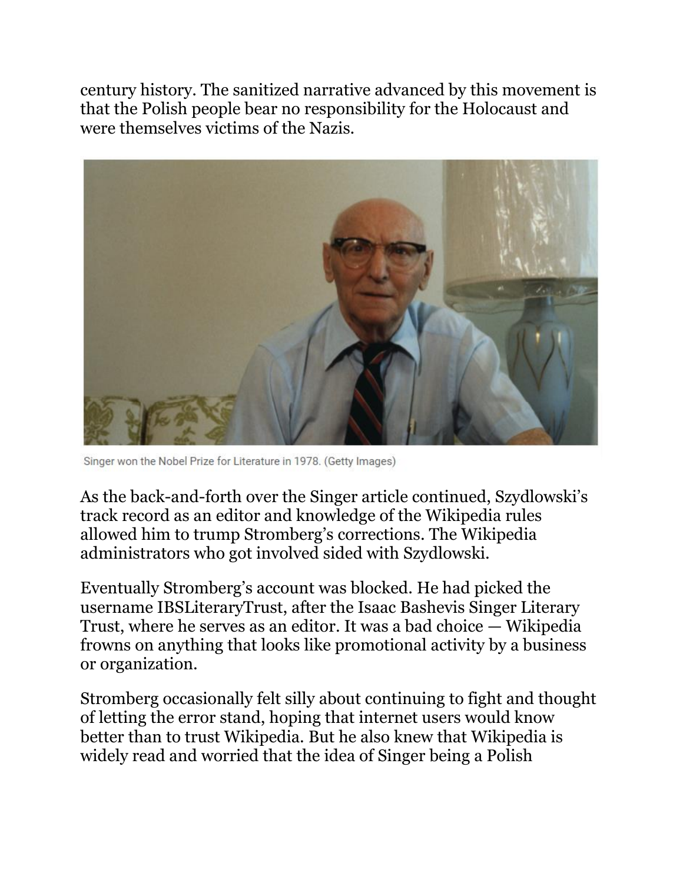century history. The sanitized narrative advanced by this movement is that the Polish people bear no responsibility for the Holocaust and were themselves victims of the Nazis.

Singer won the Nobel Prize for Literature in 1978. (Getty Images)

As the back-and-forth over the Singer article continued, Szydlowski's track record as an editor and knowledge of the Wikipedia rules allowed him to trump Stromberg's corrections. The Wikipedia administrators who got involved sided with Szydlowski.

Eventually Stromberg's account was blocked. He had picked the username IBSLiteraryTrust, after the Isaac Bashevis Singer Literary Trust, where he serves as an editor. It was a bad choice — Wikipedia frowns on anything that looks like promotional activity by a business or organization.

Stromberg occasionally felt silly about continuing to fight and thought of letting the error stand, hoping that internet users would know better than to trust Wikipedia. But he also knew that Wikipedia is widely read and worried that the idea of Singer being a Polish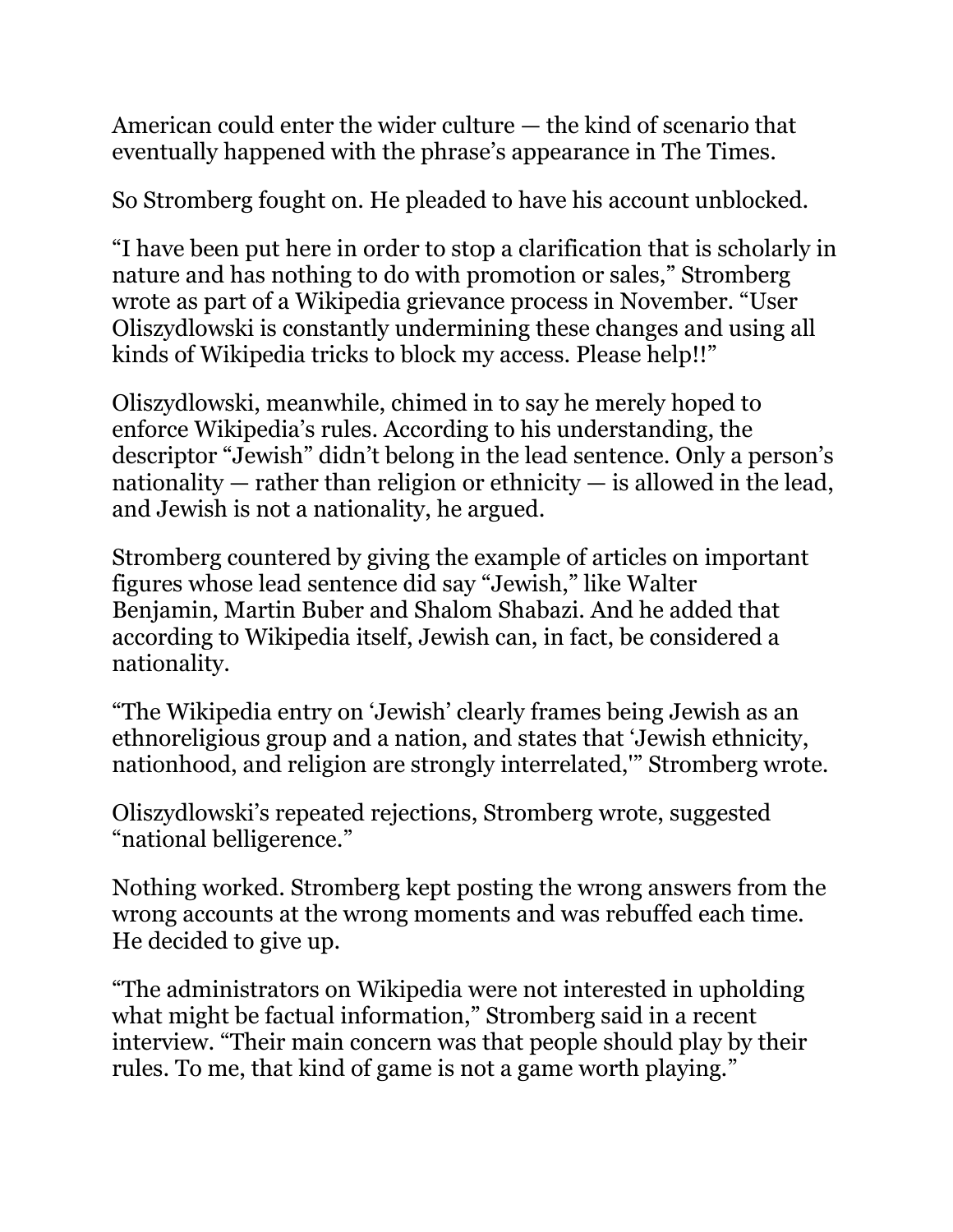American could enter the wider culture — the kind of scenario that eventually happened with the phrase's appearance in The Times.

So Stromberg fought on. He pleaded to have his account unblocked.

"I have been put here in order to stop a clarification that is scholarly in nature and has nothing to do with promotion or sales," Stromberg wrote as part of a Wikipedia grievance process in November. "User Oliszydlowski is constantly undermining these changes and using all kinds of Wikipedia tricks to block my access. Please help!!"

Oliszydlowski, meanwhile, chimed in to say he merely hoped to enforce Wikipedia's rules. According to his understanding, the descriptor "Jewish" didn't belong in the lead sentence. Only a person's nationality — rather than religion or ethnicity — is allowed in the lead, and Jewish is not a nationality, he argued.

Stromberg countered by giving the example of articles on important figures whose lead sentence did say "Jewish," like Walter Benjamin, Martin Buber and Shalom Shabazi. And he added that according to Wikipedia itself, Jewish can, in fact, be considered a nationality.

"The Wikipedia entry on 'Jewish' clearly frames being Jewish as an ethnoreligious group and a nation, and states that 'Jewish ethnicity, nationhood, and religion are strongly interrelated,'" Stromberg wrote.

Oliszydlowski's repeated rejections, Stromberg wrote, suggested "national belligerence."

Nothing worked. Stromberg kept posting the wrong answers from the wrong accounts at the wrong moments and was rebuffed each time. He decided to give up.

"The administrators on Wikipedia were not interested in upholding what might be factual information," Stromberg said in a recent interview. "Their main concern was that people should play by their rules. To me, that kind of game is not a game worth playing."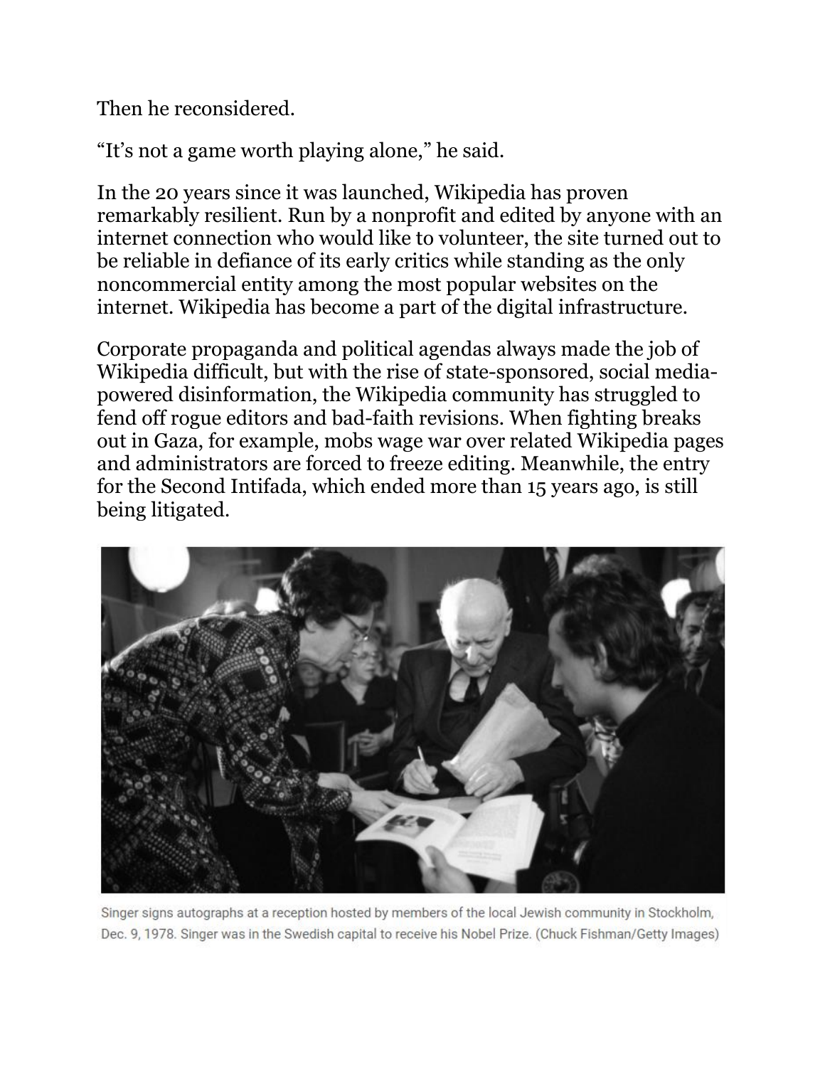Then he reconsidered.

“It’s not a game worth playing alone,” he said.

In the 20 years since it was launched, Wikipedia has proven remarkably resilient. Run by a nonprofit and edited by anyone with an internet connection who would like to volunteer, the site turned out to be reliable in defiance of its early critics while standing as the only noncommercial entity among the most popular websites on the internet. Wikipedia has become a part of the digital infrastructure.

Corporate propaganda and political agendas always made the job of Wikipedia difficult, but with the rise of state-sponsored, social media-powered disinformation, the Wikipedia community has struggled to fend off rogue editors and bad-faith revisions. When fighting breaks out in Gaza, for example, mobs wage war over related Wikipedia pages and administrators are forced to freeze editing. Meanwhile, the entry for the Second Intifada, which ended more than 15 years ago, is still being litigated.

Singer signs autographs at a reception hosted by members of the local Jewish community in Stockholm, Dec. 9, 1978. Singer was in the Swedish capital to receive his Nobel Prize. (Chuck Fishman/Getty Images)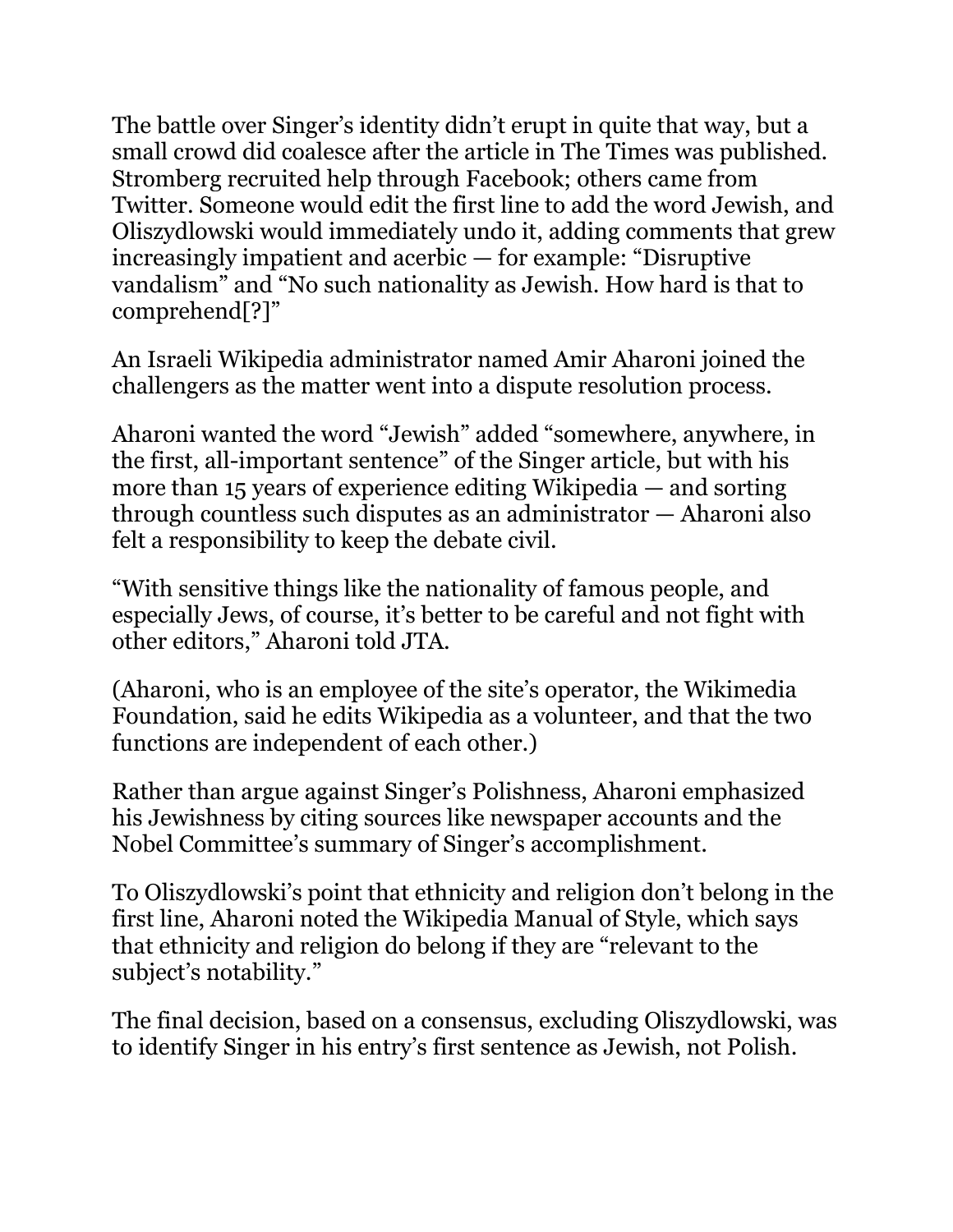The battle over Singer's identity didn't erupt in quite that way, but a small crowd did coalesce after the article in The Times was published. Stromberg recruited help through Facebook; others came from Twitter. Someone would edit the first line to add the word Jewish, and Oliszydlowski would immediately undo it, adding comments that grew increasingly impatient and acerbic — for example: "Disruptive vandalism" and "No such nationality as Jewish. How hard is that to comprehend[?]"

An Israeli Wikipedia administrator named Amir Aharoni joined the challengers as the matter went into a dispute resolution process.

Aharoni wanted the word "Jewish" added "somewhere, anywhere, in the first, all-important sentence" of the Singer article, but with his more than 15 years of experience editing Wikipedia — and sorting through countless such disputes as an administrator — Aharoni also felt a responsibility to keep the debate civil.

"With sensitive things like the nationality of famous people, and especially Jews, of course, it's better to be careful and not fight with other editors," Aharoni told JTA.

(Aharoni, who is an employee of the site's operator, the Wikimedia Foundation, said he edits Wikipedia as a volunteer, and that the two functions are independent of each other.)

Rather than argue against Singer's Polishness, Aharoni emphasized his Jewishness by citing sources like newspaper accounts and the Nobel Committee's summary of Singer's accomplishment.

To Oliszydlowski's point that ethnicity and religion don't belong in the first line, Aharoni noted the Wikipedia Manual of Style, which says that ethnicity and religion do belong if they are "relevant to the subject's notability."

The final decision, based on a consensus, excluding Oliszydlowski, was to identify Singer in his entry's first sentence as Jewish, not Polish.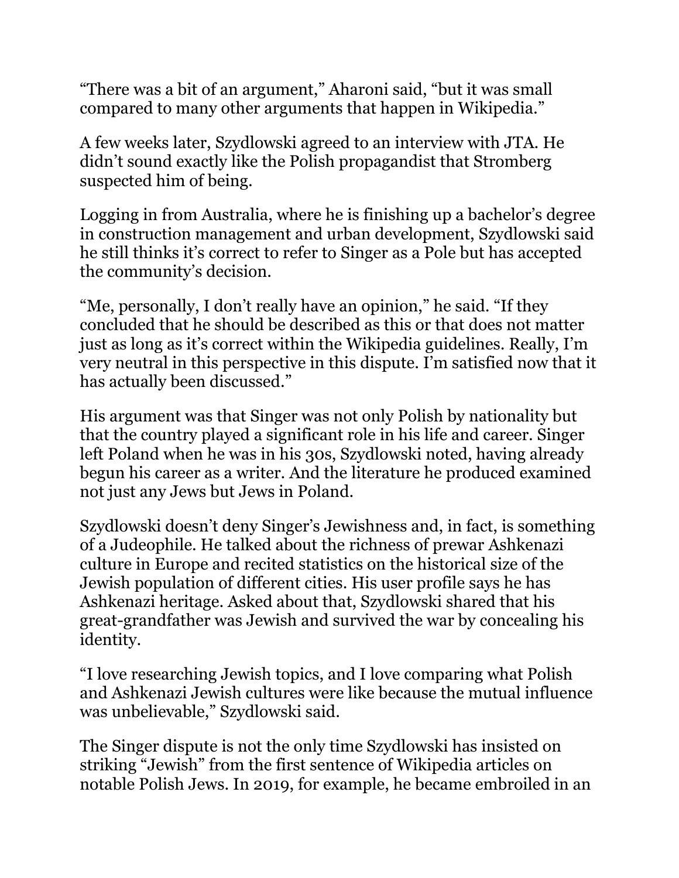“There was a bit of an argument,” Aharoni said, “but it was small compared to many other arguments that happen in Wikipedia.”

A few weeks later, Szydlowski agreed to an interview with JTA. He didn’t sound exactly like the Polish propagandist that Stromberg suspected him of being.

Logging in from Australia, where he is finishing up a bachelor’s degree in construction management and urban development, Szydlowski said he still thinks it’s correct to refer to Singer as a Pole but has accepted the community’s decision.

“Me, personally, I don’t really have an opinion,” he said. “If they concluded that he should be described as this or that does not matter just as long as it’s correct within the Wikipedia guidelines. Really, I’m very neutral in this perspective in this dispute. I’m satisfied now that it has actually been discussed.”

His argument was that Singer was not only Polish by nationality but that the country played a significant role in his life and career. Singer left Poland when he was in his 30s, Szydlowski noted, having already begun his career as a writer. And the literature he produced examined not just any Jews but Jews in Poland.

Szydlowski doesn’t deny Singer’s Jewishness and, in fact, is something of a Judeophile. He talked about the richness of prewar Ashkenazi culture in Europe and recited statistics on the historical size of the Jewish population of different cities. His user profile says he has Ashkenazi heritage. Asked about that, Szydlowski shared that his great-grandfather was Jewish and survived the war by concealing his identity.

“I love researching Jewish topics, and I love comparing what Polish and Ashkenazi Jewish cultures were like because the mutual influence was unbelievable,” Szydlowski said.

The Singer dispute is not the only time Szydlowski has insisted on striking “Jewish” from the first sentence of Wikipedia articles on notable Polish Jews. In 2019, for example, he became embroiled in an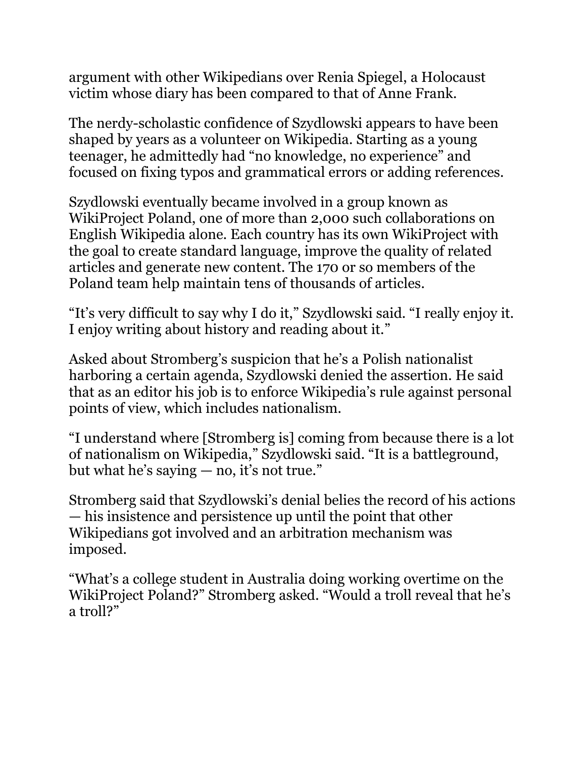argument with other Wikipedians over Renia Spiegel, a Holocaust victim whose diary has been compared to that of Anne Frank.

The nerdy-scholastic confidence of Szydlowski appears to have been shaped by years as a volunteer on Wikipedia. Starting as a young teenager, he admittedly had "no knowledge, no experience" and focused on fixing typos and grammatical errors or adding references.

Szydlowski eventually became involved in a group known as WikiProject Poland, one of more than 2,000 such collaborations on English Wikipedia alone. Each country has its own WikiProject with the goal to create standard language, improve the quality of related articles and generate new content. The 170 or so members of the Poland team help maintain tens of thousands of articles.

"It's very difficult to say why I do it," Szydlowski said. "I really enjoy it. I enjoy writing about history and reading about it."

Asked about Stromberg's suspicion that he's a Polish nationalist harboring a certain agenda, Szydlowski denied the assertion. He said that as an editor his job is to enforce Wikipedia's rule against personal points of view, which includes nationalism.

"I understand where [Stromberg is] coming from because there is a lot of nationalism on Wikipedia," Szydlowski said. "It is a battleground, but what he's saying — no, it's not true."

Stromberg said that Szydlowski's denial belies the record of his actions — his insistence and persistence up until the point that other Wikipedians got involved and an arbitration mechanism was imposed.

"What's a college student in Australia doing working overtime on the WikiProject Poland?" Stromberg asked. "Would a troll reveal that he's a troll?"